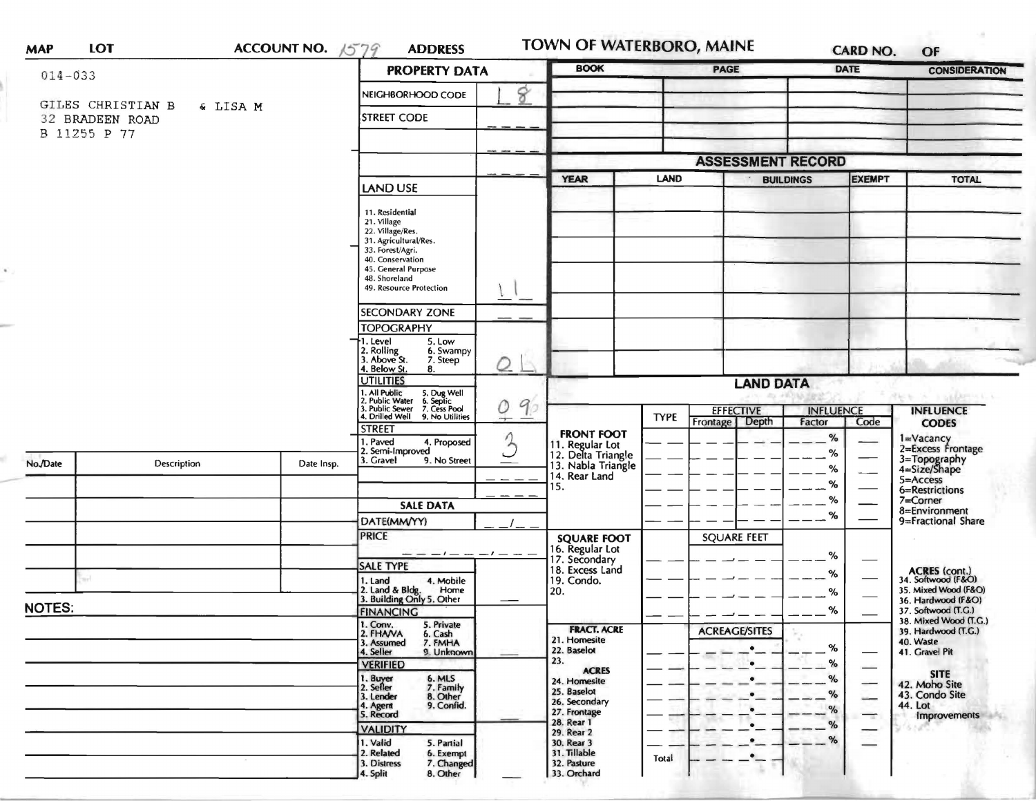**MAP** 014-033 **LOT** **ACCOUNT NO.** 1579 **ADDRESS**

# TOWN OF WATERBORO, MAINE

**CARD NO.** **OF**

GILES CHRISTIAN B & LISA M
32 BRADEEN ROAD
B 11255 P 77

## PROPERTY DATA

| Field | Value |
|---|---|
| NEIGHBORHOOD CODE | 18 |
| STREET CODE | |
| LAND USE (11. Residential, 21. Village, 22. Village/Res., 31. Agricultural/Res., 33. Forest/Agri., 40. Conservation, 45. General Purpose, 48. Shoreland, 49. Resource Protection) | 11 |
| SECONDARY ZONE | |
| TOPOGRAPHY (1. Level, 2. Rolling, 3. Above St., 4. Below St., 5. Low, 6. Swampy, 7. Steep, 8.) | 0 6 |
| UTILITIES (1. All Public, 2. Public Water, 3. Public Sewer, 4. Drilled Well, 5. Dug Well, 6. Septic, 7. Cess Pool, 9. No Utilities) | 0 9 |
| STREET (1. Paved, 2. Semi-Improved, 3. Gravel, 4. Proposed, 9. No Street) | 3 |

## SALE DATA

| Field | Value |
|---|---|
| DATE(MM/YY) | |
| PRICE | |
| SALE TYPE (1. Land, 2. Land & Bldg., 3. Building Only, 4. Mobile Home, 5. Other) | |
| FINANCING (1. Conv., 2. FHA/VA, 3. Assumed, 4. Seller, 5. Private, 6. Cash, 7. FMHA, 9. Unknown) | |
| VERIFIED (1. Buyer, 2. Seller, 3. Lender, 4. Agent, 5. Record, 6. MLS, 7. Family, 8. Other, 9. Confid.) | |
| VALIDITY (1. Valid, 2. Related, 3. Distress, 4. Split, 5. Partial, 6. Exempt, 7. Changed, 8. Other) | |

| BOOK | PAGE | DATE | CONSIDERATION |
|---|---|---|---|
| | | | |

## ASSESSMENT RECORD

| YEAR | LAND | BUILDINGS | EXEMPT | TOTAL |
|---|---|---|---|---|
| | | | | |

## LAND DATA

| | TYPE | EFFECTIVE Frontage | EFFECTIVE Depth | INFLUENCE Factor | INFLUENCE Code |
|---|---|---|---|---|---|
| **FRONT FOOT** 11. Regular Lot, 12. Delta Triangle, 13. Nabla Triangle, 14. Rear Land, 15. | | | | % | |
| **SQUARE FOOT** 16. Regular Lot, 17. Secondary, 18. Excess Land, 19. Condo., 20. | | SQUARE FEET | | % | |
| **FRACT. ACRE** 21. Homesite, 22. Baselot, 23. **ACRES** 24. Homesite, 25. Baselot, 26. Secondary, 27. Frontage, 28. Rear 1, 29. Rear 2, 30. Rear 3, 31. Tillable, 32. Pasture, 33. Orchard | | ACREAGE/SITES | | % | |
| | Total | | | | |

**INFLUENCE CODES**
1=Vacancy
2=Excess Frontage
3=Topography
4=Size/Shape
5=Access
6=Restrictions
7=Corner
8=Environment
9=Fractional Share

**ACRES (cont.)**
34. Softwood (F&O)
35. Mixed Wood (F&O)
36. Hardwood (F&O)
37. Softwood (T.G.)
38. Mixed Wood (T.G.)
39. Hardwood (T.G.)
40. Waste
41. Gravel Pit

**SITE**
42. Moho Site
43. Condo Site
44. Lot Improvements

| No./Date | Description | Date Insp. |
|---|---|---|
| | | |

**NOTES:**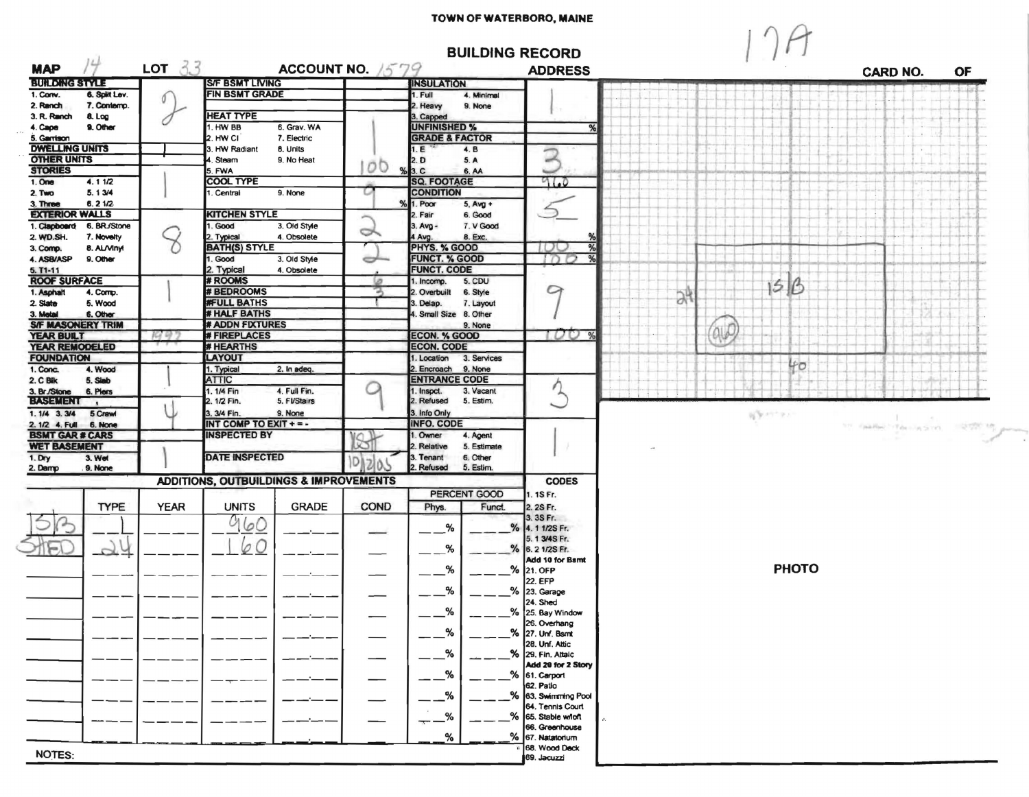TOWN OF WATERBORO, MAINE

17A

# BUILDING RECORD

MAP 14 LOT 33 ACCOUNT NO. 1579 ADDRESS CARD NO. OF

| | | | | | |
|---|---|---|---|---|---|
| BUILDING STYLE<br>1. Conv. 6. Split Lev.<br>2. Ranch 7. Contemp.<br>3. R. Ranch 8. Log<br>4. Cape 9. Other<br>5. Garrison | 2 | S/F BSMT LIVING | | INSULATION<br>1. Full 4. Minimal<br>2. Heavy 9. None<br>3. Capped | 1 |
| | | FIN BSMT GRADE | | | |
| DWELLING UNITS | 1 | HEAT TYPE<br>1. HW BB 6. Grav. WA<br>2. HW CI 7. Electric<br>3. HW Radiant 8. Units<br>4. Steam 9. No Heat<br>5. FWA | 1<br>100 % | UNFINISHED % | % |
| OTHER UNITS | | | | GRADE & FACTOR<br>1. E 4. B<br>2. D 5. A<br>3. C 6. AA | 3 |
| STORIES<br>1. One 4. 1 1/2<br>2. Two 5. 1 3/4<br>3. Three 6. 2 1/2 | 1 | COOL TYPE<br>1. Central 9. None | 9 % | SQ. FOOTAGE | 960 |
| | | | | CONDITION<br>1. Poor 5. Avg +<br>2. Fair 6. Good<br>3. Avg - 7. V Good<br>4. Avg. 8. Exc. | 5 |
| EXTERIOR WALLS<br>1. Clapboard 6. BR/Stone<br>2. WD.SH. 7. Novelty<br>3. Comp. 8. AL/Vinyl<br>4. ASB/ASP 9. Other<br>5. T1-11 | 8 | KITCHEN STYLE<br>1. Good 3. Old Style<br>2. Typical 4. Obsolete | 2 | | % |
| | | BATH(S) STYLE<br>1. Good 3. Old Style<br>2. Typical 4. Obsolete | 2 | PHYS. % GOOD | 100 % |
| | | | | FUNCT. % GOOD | 100 % |
| ROOF SURFACE<br>1. Asphalt 4. Comp.<br>2. Slate 5. Wood<br>3. Metal 6. Other | 1 | # ROOMS | 6 | FUNCT. CODE<br>1. Incomp. 5. CDU<br>2. Overbuilt 6. Style<br>3. Delap. 7. Layout<br>4. Small Size 8. Other<br>9. None | 9 |
| | | # BEDROOMS | 3 | | |
| | | #FULL BATHS | 1 | | |
| | | # HALF BATHS | | | |
| S/F MASONERY TRIM | | # ADDN FIXTURES | | | |
| YEAR BUILT | 1997 | # FIREPLACES | | ECON. % GOOD | 100 % |
| YEAR REMODELED | | # HEARTHS | | ECON. CODE<br>1. Location 3. Services<br>2. Encroach 9. None | |
| FOUNDATION<br>1. Conc. 4. Wood<br>2. C Blk 5. Slab<br>3. Br./Stone 6. Piers | 1 | LAYOUT<br>1. Typical 2. In adeq. | | | |
| | | ATTIC<br>1. 1/4 Fin 4. Full Fin.<br>2. 1/2 Fin. 5. Fl/Stairs<br>3. 3/4 Fin. 9. None | 9 | ENTRANCE CODE<br>1. Inspct. 3. Vacant<br>2. Refused 5. Estim.<br>3. Info Only | 3 |
| BASEMENT<br>1. 1/4 3. 3/4 5 Crawl<br>2. 1/2 4. Full 6. None | 4 | INT COMP TO EXIT + = - | | | |
| BSMT GAR # CARS | | INSPECTED BY | KSH | INFO. CODE<br>1. Owner 4. Agent<br>2. Relative 5. Estimate<br>3. Tenant 6. Other<br>2. Refused 5. Estim. | 1 |
| WET BASEMENT<br>1. Dry 3. Wet<br>2. Damp 9. None | 1 | DATE INSPECTED | 10/2/05 | | |

Sketch: 15B, 960, 24, 40

## ADDITIONS, OUTBUILDINGS & IMPROVEMENTS

| | TYPE | YEAR | UNITS | GRADE | COND | PERCENT GOOD Phys. | Funct. |
|---|---|---|---|---|---|---|---|
| 15B | 1 | | 960 | | | % | % |
| SHED | 24 | | 160 | | | % | % |
| | | | | | | % | % |
| | | | | | | % | % |
| | | | | | | % | % |
| | | | | | | % | % |
| | | | | | | % | % |
| | | | | | | % | % |
| | | | | | | % | % |
| | | | | | | % | % |
| | | | | | | % | % |

CODES
1. 1S Fr.
2. 2S Fr.
3. 3S Fr.
4. 1 1/2S Fr.
5. 1 3/4S Fr.
6. 2 1/2S Fr.
Add 10 for Bsmt
21. OFP
22. EFP
23. Garage
24. Shed
25. Bay Window
26. Overhang
27. Unf. Bsmt
28. Unf. Attic
29. Fin. Attic
Add 20 for 2 Story
61. Carport
62. Patio
63. Swimming Pool
64. Tennis Court
65. Stable w/loft
66. Greenhouse
67. Natatorium
68. Wood Deck
69. Jacuzzi

PHOTO

NOTES: